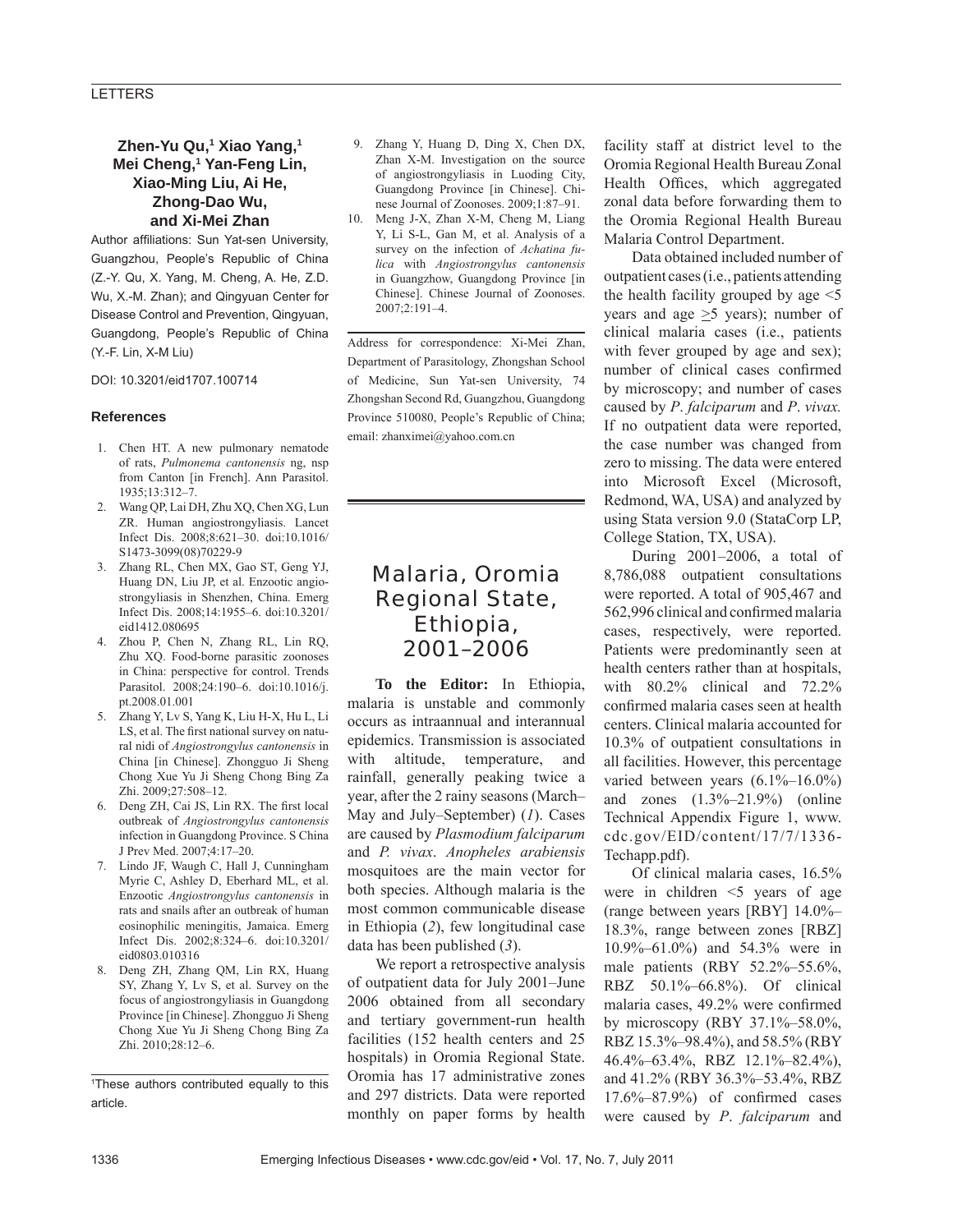**Zhen-Yu Qu,[1] Xiao Yang,[1] Mei Cheng,[1] Yan-Feng Lin, Xiao-Ming Liu, Ai He, Zhong-Dao Wu, and Xi-Mei Zhan**

Author affiliations: Sun Yat-sen University, Guangzhou, People's Republic of China (Z.-Y. Qu, X. Yang, M. Cheng, A. He, Z.D. Wu, X.-M. Zhan); and Qingyuan Center for Disease Control and Prevention, Qingyuan, Guangdong, People's Republic of China (Y.-F. Lin, X-M Liu)

DOI: 10.3201/eid1707.100714

### References

1. Chen HT. A new pulmonary nematode of rats, *Pulmonema cantonensis* ng, nsp from Canton [in French]. Ann Parasitol. 1935;13:312–7.
2. Wang QP, Lai DH, Zhu XQ, Chen XG, Lun ZR. Human angiostrongyliasis. Lancet Infect Dis. 2008;8:621–30. doi:10.1016/S1473-3099(08)70229-9
3. Zhang RL, Chen MX, Gao ST, Geng YJ, Huang DN, Liu JP, et al. Enzootic angiostrongyliasis in Shenzhen, China. Emerg Infect Dis. 2008;14:1955–6. doi:10.3201/eid1412.080695
4. Zhou P, Chen N, Zhang RL, Lin RQ, Zhu XQ. Food-borne parasitic zoonoses in China: perspective for control. Trends Parasitol. 2008;24:190–6. doi:10.1016/j.pt.2008.01.001
5. Zhang Y, Lv S, Yang K, Liu H-X, Hu L, Li LS, et al. The first national survey on natural nidi of *Angiostrongylus cantonensis* in China [in Chinese]. Zhongguo Ji Sheng Chong Xue Yu Ji Sheng Chong Bing Za Zhi. 2009;27:508–12.
6. Deng ZH, Cai JS, Lin RX. The first local outbreak of *Angiostrongylus cantonensis* infection in Guangdong Province. S China J Prev Med. 2007;4:17–20.
7. Lindo JF, Waugh C, Hall J, Cunningham Myrie C, Ashley D, Eberhard ML, et al. Enzootic *Angiostrongylus cantonensis* in rats and snails after an outbreak of human eosinophilic meningitis, Jamaica. Emerg Infect Dis. 2002;8:324–6. doi:10.3201/eid0803.010316
8. Deng ZH, Zhang QM, Lin RX, Huang SY, Zhang Y, Lv S, et al. Survey on the focus of angiostrongyliasis in Guangdong Province [in Chinese]. Zhongguo Ji Sheng Chong Xue Yu Ji Sheng Chong Bing Za Zhi. 2010;28:12–6.
9. Zhang Y, Huang D, Ding X, Chen DX, Zhan X-M. Investigation on the source of angiostrongyliasis in Luoding City, Guangdong Province [in Chinese]. Chinese Journal of Zoonoses. 2009;1:87–91.
10. Meng J-X, Zhan X-M, Cheng M, Liang Y, Li S-L, Gan M, et al. Analysis of a survey on the infection of *Achatina fulica* with *Angiostrongylus cantonensis* in Guangzhow, Guangdong Province [in Chinese]. Chinese Journal of Zoonoses. 2007;2:191–4.

[1]These authors contributed equally to this article.

Address for correspondence: Xi-Mei Zhan, Department of Parasitology, Zhongshan School of Medicine, Sun Yat-sen University, 74 Zhongshan Second Rd, Guangzhou, Guangdong Province 510080, People's Republic of China; email: zhanximei@yahoo.com.cn

# Malaria, Oromia Regional State, Ethiopia, 2001–2006

**To the Editor:** In Ethiopia, malaria is unstable and commonly occurs as intraannual and interannual epidemics. Transmission is associated with altitude, temperature, and rainfall, generally peaking twice a year, after the 2 rainy seasons (March–May and July–September) (*1*). Cases are caused by *Plasmodium falciparum* and *P. vivax*. *Anopheles arabiensis* mosquitoes are the main vector for both species. Although malaria is the most common communicable disease in Ethiopia (*2*), few longitudinal case data has been published (*3*).

We report a retrospective analysis of outpatient data for July 2001–June 2006 obtained from all secondary and tertiary government-run health facilities (152 health centers and 25 hospitals) in Oromia Regional State. Oromia has 17 administrative zones and 297 districts. Data were reported monthly on paper forms by health facility staff at district level to the Oromia Regional Health Bureau Zonal Health Offices, which aggregated zonal data before forwarding them to the Oromia Regional Health Bureau Malaria Control Department.

Data obtained included number of outpatient cases (i.e., patients attending the health facility grouped by age <5 years and age ≥5 years); number of clinical malaria cases (i.e., patients with fever grouped by age and sex); number of clinical cases confirmed by microscopy; and number of cases caused by *P*. *falciparum* and *P*. *vivax.* If no outpatient data were reported, the case number was changed from zero to missing. The data were entered into Microsoft Excel (Microsoft, Redmond, WA, USA) and analyzed by using Stata version 9.0 (StataCorp LP, College Station, TX, USA).

During 2001–2006, a total of 8,786,088 outpatient consultations were reported. A total of 905,467 and 562,996 clinical and confirmed malaria cases, respectively, were reported. Patients were predominantly seen at health centers rather than at hospitals, with 80.2% clinical and 72.2% confirmed malaria cases seen at health centers. Clinical malaria accounted for 10.3% of outpatient consultations in all facilities. However, this percentage varied between years (6.1%–16.0%) and zones (1.3%–21.9%) (online Technical Appendix Figure 1, www.cdc.gov/EID/content/17/7/1336-Techapp.pdf).

Of clinical malaria cases, 16.5% were in children <5 years of age (range between years [RBY] 14.0%–18.3%, range between zones [RBZ] 10.9%–61.0%) and 54.3% were in male patients (RBY 52.2%–55.6%, RBZ 50.1%–66.8%). Of clinical malaria cases, 49.2% were confirmed by microscopy (RBY 37.1%–58.0%, RBZ 15.3%–98.4%), and 58.5% (RBY 46.4%–63.4%, RBZ 12.1%–82.4%), and 41.2% (RBY 36.3%–53.4%, RBZ 17.6%–87.9%) of confirmed cases were caused by *P*. *falciparum* and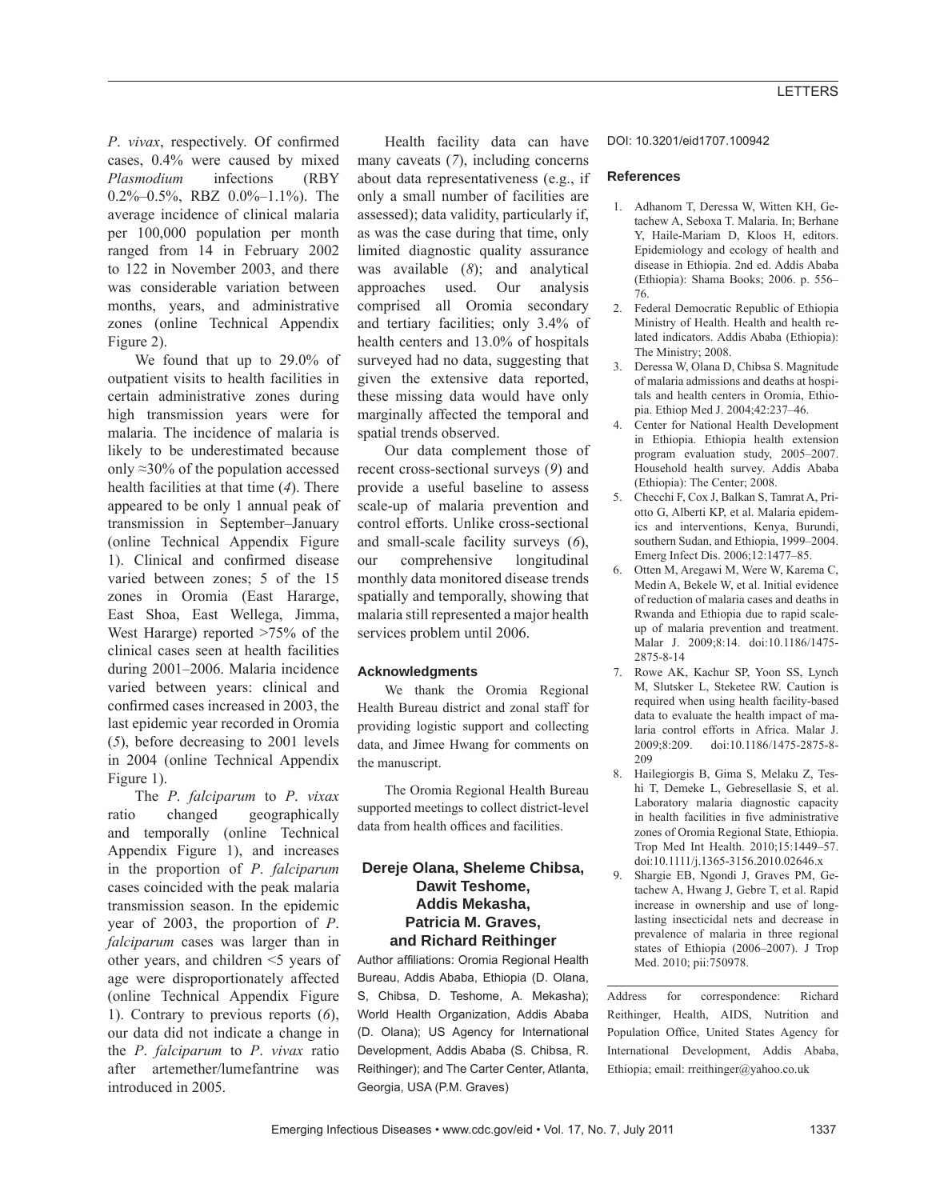*P*. *vivax*, respectively. Of confirmed cases, 0.4% were caused by mixed *Plasmodium* infections (RBY 0.2%–0.5%, RBZ 0.0%–1.1%). The average incidence of clinical malaria per 100,000 population per month ranged from 14 in February 2002 to 122 in November 2003, and there was considerable variation between months, years, and administrative zones (online Technical Appendix Figure 2).

We found that up to 29.0% of outpatient visits to health facilities in certain administrative zones during high transmission years were for malaria. The incidence of malaria is likely to be underestimated because only ≈30% of the population accessed health facilities at that time (*4*). There appeared to be only 1 annual peak of transmission in September–January (online Technical Appendix Figure 1). Clinical and confirmed disease varied between zones; 5 of the 15 zones in Oromia (East Hararge, East Shoa, East Wellega, Jimma, West Hararge) reported >75% of the clinical cases seen at health facilities during 2001–2006. Malaria incidence varied between years: clinical and confirmed cases increased in 2003, the last epidemic year recorded in Oromia (*5*), before decreasing to 2001 levels in 2004 (online Technical Appendix Figure 1).

The *P*. *falciparum* to *P*. *vixax* ratio changed geographically and temporally (online Technical Appendix Figure 1), and increases in the proportion of *P*. *falciparum* cases coincided with the peak malaria transmission season. In the epidemic year of 2003, the proportion of *P*. *falciparum* cases was larger than in other years, and children <5 years of age were disproportionately affected (online Technical Appendix Figure 1). Contrary to previous reports (*6*), our data did not indicate a change in the *P*. *falciparum* to *P*. *vivax* ratio after artemether/lumefantrine was introduced in 2005.

Health facility data can have many caveats (*7*), including concerns about data representativeness (e.g., if only a small number of facilities are assessed); data validity, particularly if, as was the case during that time, only limited diagnostic quality assurance was available (*8*); and analytical approaches used. Our analysis comprised all Oromia secondary and tertiary facilities; only 3.4% of health centers and 13.0% of hospitals surveyed had no data, suggesting that given the extensive data reported, these missing data would have only marginally affected the temporal and spatial trends observed.

Our data complement those of recent cross-sectional surveys (*9*) and provide a useful baseline to assess scale-up of malaria prevention and control efforts. Unlike cross-sectional and small-scale facility surveys (*6*), our comprehensive longitudinal monthly data monitored disease trends spatially and temporally, showing that malaria still represented a major health services problem until 2006.

### Acknowledgments

We thank the Oromia Regional Health Bureau district and zonal staff for providing logistic support and collecting data, and Jimee Hwang for comments on the manuscript.

The Oromia Regional Health Bureau supported meetings to collect district-level data from health offices and facilities.

**Dereje Olana, Sheleme Chibsa, Dawit Teshome, Addis Mekasha, Patricia M. Graves, and Richard Reithinger**

Author affiliations: Oromia Regional Health Bureau, Addis Ababa, Ethiopia (D. Olana, S, Chibsa, D. Teshome, A. Mekasha); World Health Organization, Addis Ababa (D. Olana); US Agency for International Development, Addis Ababa (S. Chibsa, R. Reithinger); and The Carter Center, Atlanta, Georgia, USA (P.M. Graves)

DOI: 10.3201/eid1707.100942

### References

1. Adhanom T, Deressa W, Witten KH, Getachew A, Seboxa T. Malaria. In; Berhane Y, Haile-Mariam D, Kloos H, editors. Epidemiology and ecology of health and disease in Ethiopia. 2nd ed. Addis Ababa (Ethiopia): Shama Books; 2006. p. 556–76.
2. Federal Democratic Republic of Ethiopia Ministry of Health. Health and health related indicators. Addis Ababa (Ethiopia): The Ministry; 2008.
3. Deressa W, Olana D, Chibsa S. Magnitude of malaria admissions and deaths at hospitals and health centers in Oromia, Ethiopia. Ethiop Med J. 2004;42:237–46.
4. Center for National Health Development in Ethiopia. Ethiopia health extension program evaluation study, 2005–2007. Household health survey. Addis Ababa (Ethiopia): The Center; 2008.
5. Checchi F, Cox J, Balkan S, Tamrat A, Priotto G, Alberti KP, et al. Malaria epidemics and interventions, Kenya, Burundi, southern Sudan, and Ethiopia, 1999–2004. Emerg Infect Dis. 2006;12:1477–85.
6. Otten M, Aregawi M, Were W, Karema C, Medin A, Bekele W, et al. Initial evidence of reduction of malaria cases and deaths in Rwanda and Ethiopia due to rapid scale-up of malaria prevention and treatment. Malar J. 2009;8:14. doi:10.1186/1475-2875-8-14
7. Rowe AK, Kachur SP, Yoon SS, Lynch M, Slutsker L, Steketee RW. Caution is required when using health facility-based data to evaluate the health impact of malaria control efforts in Africa. Malar J. 2009;8:209. doi:10.1186/1475-2875-8-209
8. Hailegiorgis B, Gima S, Melaku Z, Teshi T, Demeke L, Gebresellasie S, et al. Laboratory malaria diagnostic capacity in health facilities in five administrative zones of Oromia Regional State, Ethiopia. Trop Med Int Health. 2010;15:1449–57. doi:10.1111/j.1365-3156.2010.02646.x
9. Shargie EB, Ngondi J, Graves PM, Getachew A, Hwang J, Gebre T, et al. Rapid increase in ownership and use of long-lasting insecticidal nets and decrease in prevalence of malaria in three regional states of Ethiopia (2006–2007). J Trop Med. 2010; pii:750978.

Address for correspondence: Richard Reithinger, Health, AIDS, Nutrition and Population Office, United States Agency for International Development, Addis Ababa, Ethiopia; email: rreithinger@yahoo.co.uk